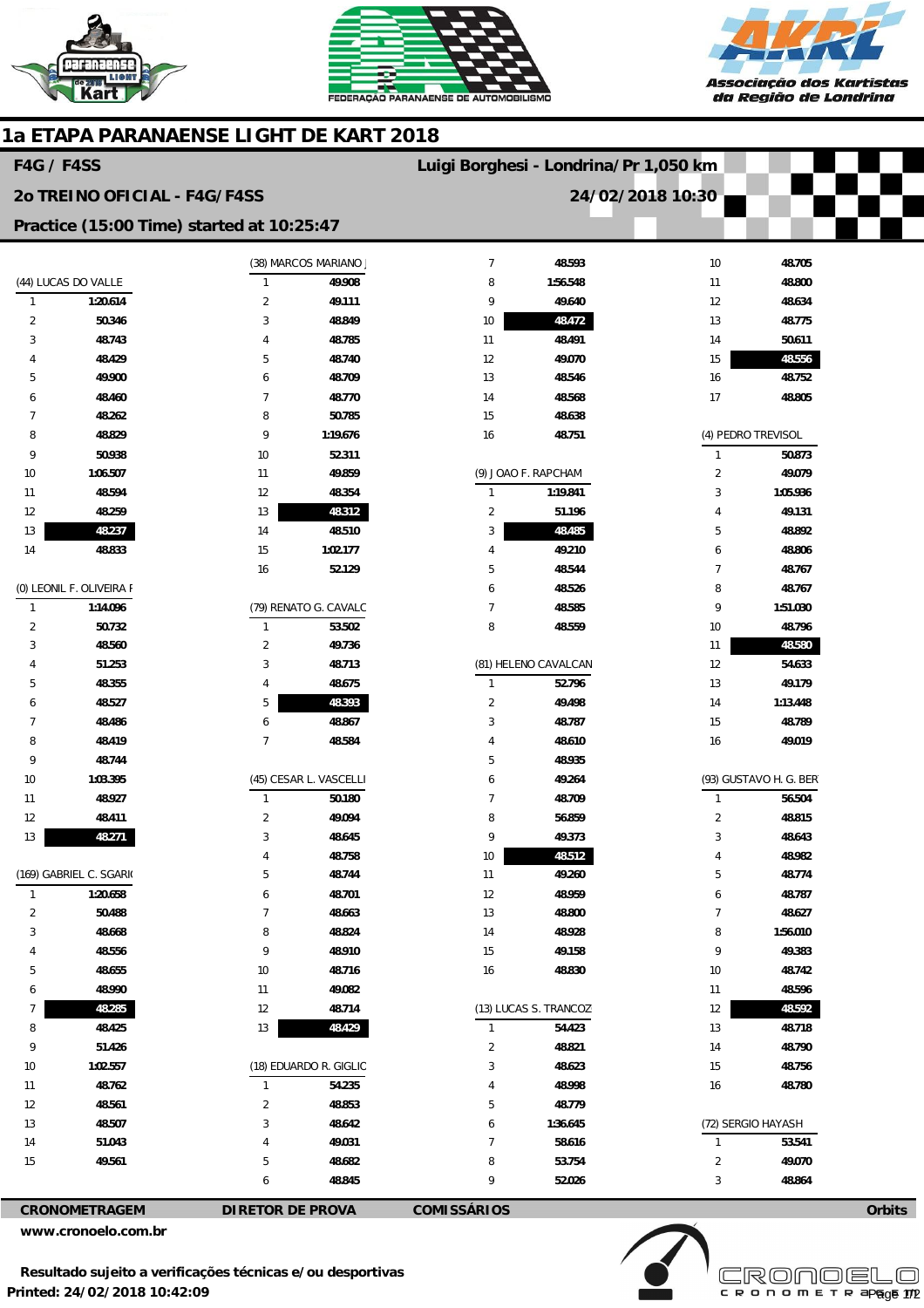# 1a ETAPA PARANAENSE LIGHT DE KART 2018

**F4G / F4SS** — **Luigi Borghesi - Londrina/Pr 1,050 km**

**2o TREINO OFICIAL - F4G/F4SS** — **24/02/2018 10:30**

**Practice (15:00 Time) started at 10:25:47**

### (44) LUCAS DO VALLE

| Lap | Time |
|---|---|
| 1 | 1:20.614 |
| 2 | 50.346 |
| 3 | 48.743 |
| 4 | 48.429 |
| 5 | 49.900 |
| 6 | 48.460 |
| 7 | 48.262 |
| 8 | 48.829 |
| 9 | 50.938 |
| 10 | 1:06.507 |
| 11 | 48.594 |
| 12 | 48.259 |
| 13 | **48.237** |
| 14 | 48.833 |

### (0) LEONIL F. OLIVEIRA F

| Lap | Time |
|---|---|
| 1 | 1:14.096 |
| 2 | 50.732 |
| 3 | 48.560 |
| 4 | 51.253 |
| 5 | 48.355 |
| 6 | 48.527 |
| 7 | 48.486 |
| 8 | 48.419 |
| 9 | 48.744 |
| 10 | 1:03.395 |
| 11 | 48.927 |
| 12 | 48.411 |
| 13 | **48.271** |

### (169) GABRIEL C. SGARI

| Lap | Time |
|---|---|
| 1 | 1:20.658 |
| 2 | 50.488 |
| 3 | 48.668 |
| 4 | 48.556 |
| 5 | 48.655 |
| 6 | 48.990 |
| 7 | **48.285** |
| 8 | 48.425 |
| 9 | 51.426 |
| 10 | 1:02.557 |
| 11 | 48.762 |
| 12 | 48.561 |
| 13 | 48.507 |
| 14 | 51.043 |
| 15 | 49.561 |

### (38) MARCOS MARIANO J

| Lap | Time |
|---|---|
| 1 | 49.908 |
| 2 | 49.111 |
| 3 | 48.849 |
| 4 | 48.785 |
| 5 | 48.740 |
| 6 | 48.709 |
| 7 | 48.770 |
| 8 | 50.785 |
| 9 | 1:19.676 |
| 10 | 52.311 |
| 11 | 49.859 |
| 12 | 48.354 |
| 13 | **48.312** |
| 14 | 48.510 |
| 15 | 1:02.177 |
| 16 | 52.129 |

### (79) RENATO G. CAVALC

| Lap | Time |
|---|---|
| 1 | 53.502 |
| 2 | 49.736 |
| 3 | 48.713 |
| 4 | 48.675 |
| 5 | **48.393** |
| 6 | 48.867 |
| 7 | 48.584 |

### (45) CESAR L. VASCELLI

| Lap | Time |
|---|---|
| 1 | 50.180 |
| 2 | 49.094 |
| 3 | 48.645 |
| 4 | 48.758 |
| 5 | 48.744 |
| 6 | 48.701 |
| 7 | 48.663 |
| 8 | 48.824 |
| 9 | 48.910 |
| 10 | 48.716 |
| 11 | 49.082 |
| 12 | 48.714 |
| 13 | **48.429** |

### (18) EDUARDO R. GIGLIC

| Lap | Time |
|---|---|
| 1 | 54.235 |
| 2 | 48.853 |
| 3 | 48.642 |
| 4 | 49.031 |
| 5 | 48.682 |
| 6 | 48.845 |
| 7 | 48.593 |
| 8 | 1:56.548 |
| 9 | 49.640 |
| 10 | **48.472** |
| 11 | 48.491 |
| 12 | 49.070 |
| 13 | 48.546 |
| 14 | 48.568 |
| 15 | 48.638 |
| 16 | 48.751 |

### (9) JOAO F. RAPCHAM

| Lap | Time |
|---|---|
| 1 | 1:19.841 |
| 2 | 51.196 |
| 3 | **48.485** |
| 4 | 49.210 |
| 5 | 48.544 |
| 6 | 48.526 |
| 7 | 48.585 |
| 8 | 48.559 |

### (81) HELENO CAVALCAN

| Lap | Time |
|---|---|
| 1 | 52.796 |
| 2 | 49.498 |
| 3 | 48.787 |
| 4 | 48.610 |
| 5 | 48.935 |
| 6 | 49.264 |
| 7 | 48.709 |
| 8 | 56.859 |
| 9 | 49.373 |
| 10 | **48.512** |
| 11 | 49.260 |
| 12 | 48.959 |
| 13 | 48.800 |
| 14 | 48.928 |
| 15 | 49.158 |
| 16 | 48.830 |

### (13) LUCAS S. TRANCOZ

| Lap | Time |
|---|---|
| 1 | 54.423 |
| 2 | 48.821 |
| 3 | 48.623 |
| 4 | 48.998 |
| 5 | 48.779 |
| 6 | 1:36.645 |
| 7 | 58.616 |
| 8 | 53.754 |
| 9 | 52.026 |
| 10 | 48.705 |
| 11 | 48.800 |
| 12 | 48.634 |
| 13 | 48.775 |
| 14 | 50.611 |
| 15 | **48.556** |
| 16 | 48.752 |
| 17 | 48.805 |

### (4) PEDRO TREVISOL

| Lap | Time |
|---|---|
| 1 | 50.873 |
| 2 | 49.079 |
| 3 | 1:05.936 |
| 4 | 49.131 |
| 5 | 48.892 |
| 6 | 48.806 |
| 7 | 48.767 |
| 8 | 48.767 |
| 9 | 1:51.030 |
| 10 | 48.796 |
| 11 | **48.580** |
| 12 | 54.633 |
| 13 | 49.179 |
| 14 | 1:13.448 |
| 15 | 48.789 |
| 16 | 49.019 |

### (93) GUSTAVO H. G. BER

| Lap | Time |
|---|---|
| 1 | 56.504 |
| 2 | 48.815 |
| 3 | 48.643 |
| 4 | 48.982 |
| 5 | 48.774 |
| 6 | 48.787 |
| 7 | 48.627 |
| 8 | 1:56.010 |
| 9 | 49.383 |
| 10 | 48.742 |
| 11 | 48.596 |
| 12 | **48.592** |
| 13 | 48.718 |
| 14 | 48.790 |
| 15 | 48.756 |
| 16 | 48.780 |

### (72) SERGIO HAYASH

| Lap | Time |
|---|---|
| 1 | 53.541 |
| 2 | 49.070 |
| 3 | 48.864 |

**CRONOMETRAGEM** | **DIRETOR DE PROVA** | **COMISSÁRIOS** | **Orbits**

**www.cronoelo.com.br**

**Resultado sujeito a verificações técnicas e/ou desportivas**

**Printed: 24/02/2018 10:42:09**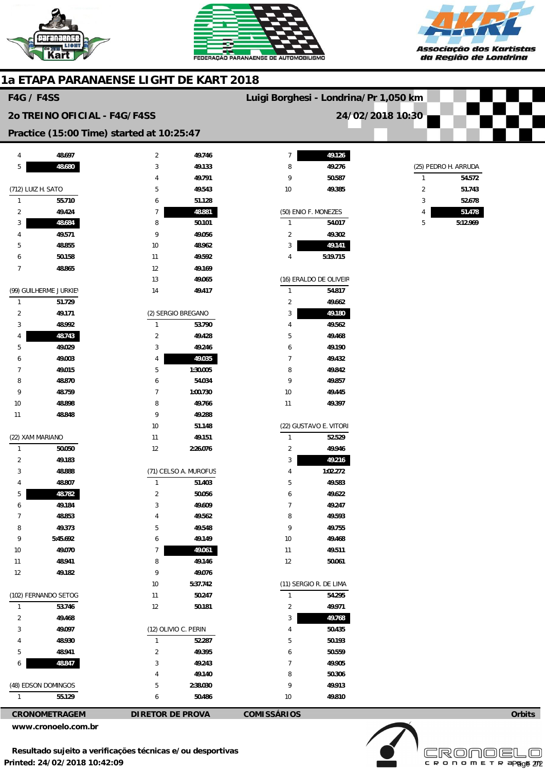# 1a ETAPA PARANAENSE LIGHT DE KART 2018

**F4G / F4SS** — **Luigi Borghesi - Londrina/Pr 1,050 km**

**2o TREINO OFICIAL - F4G/F4SS** — **24/02/2018 10:30**

**Practice (15:00 Time) started at 10:25:47**

| | |
|---|---|
| 4 | 48.697 |
| 5 | **48.680** |

(712) LUIZ H. SATO

| | |
|---|---|
| 1 | 55.710 |
| 2 | 49.424 |
| 3 | **48.684** |
| 4 | 49.571 |
| 5 | 48.855 |
| 6 | 50.158 |
| 7 | 48.865 |

(99) GUILHERME J URKIEW

| | |
|---|---|
| 1 | 51.729 |
| 2 | 49.171 |
| 3 | 48.992 |
| 4 | **48.743** |
| 5 | 49.029 |
| 6 | 49.003 |
| 7 | 49.015 |
| 8 | 48.870 |
| 9 | 48.759 |
| 10 | 48.898 |
| 11 | 48.848 |

(22) XAM MARIANO

| | |
|---|---|
| 1 | 50.050 |
| 2 | 49.183 |
| 3 | 48.888 |
| 4 | 48.807 |
| 5 | **48.782** |
| 6 | 49.184 |
| 7 | 48.853 |
| 8 | 49.373 |
| 9 | 5:45.692 |
| 10 | 49.070 |
| 11 | 48.941 |
| 12 | 49.182 |

(102) FERNANDO SETOG

| | |
|---|---|
| 1 | 53.746 |
| 2 | 49.468 |
| 3 | 49.097 |
| 4 | 48.930 |
| 5 | 48.941 |
| 6 | **48.847** |

(48) EDSON DOMINGOS

| | |
|---|---|
| 1 | 55.129 |
| 2 | 49.746 |
| 3 | 49.133 |
| 4 | 49.791 |
| 5 | 49.543 |
| 6 | 51.128 |
| 7 | **48.881** |
| 8 | 50.101 |
| 9 | 49.056 |
| 10 | 48.962 |
| 11 | 49.592 |
| 12 | 49.169 |
| 13 | 49.065 |
| 14 | 49.417 |

(2) SERGIO BREGANO

| | |
|---|---|
| 1 | 53.790 |
| 2 | 49.428 |
| 3 | 49.246 |
| 4 | **49.035** |
| 5 | 1:30.005 |
| 6 | 54.034 |
| 7 | 1:00.730 |
| 8 | 49.766 |
| 9 | 49.288 |
| 10 | 51.148 |
| 11 | 49.151 |
| 12 | 2:26.076 |

(71) CELSO A. MUROFUS

| | |
|---|---|
| 1 | 51.403 |
| 2 | 50.056 |
| 3 | 49.609 |
| 4 | 49.562 |
| 5 | 49.548 |
| 6 | 49.149 |
| 7 | **49.061** |
| 8 | 49.146 |
| 9 | 49.076 |
| 10 | 5:37.742 |
| 11 | 50.247 |
| 12 | 50.181 |

(12) OLIVIO C. PERIN

| | |
|---|---|
| 1 | 52.287 |
| 2 | 49.395 |
| 3 | 49.243 |
| 4 | 49.140 |
| 5 | 2:38.030 |
| 6 | 50.486 |
| 7 | **49.126** |
| 8 | 49.276 |
| 9 | 50.587 |
| 10 | 49.385 |

(50) ENIO F. MONEZES

| | |
|---|---|
| 1 | 54.017 |
| 2 | 49.302 |
| 3 | **49.141** |
| 4 | 5:19.715 |

(16) ERALDO DE OLIVEIR

| | |
|---|---|
| 1 | 54.817 |
| 2 | 49.662 |
| 3 | **49.180** |
| 4 | 49.562 |
| 5 | 49.468 |
| 6 | 49.190 |
| 7 | 49.432 |
| 8 | 49.842 |
| 9 | 49.857 |
| 10 | 49.445 |
| 11 | 49.397 |

(22) GUSTAVO E. VITORI

| | |
|---|---|
| 1 | 52.529 |
| 2 | 49.946 |
| 3 | **49.216** |
| 4 | 1:02.272 |
| 5 | 49.583 |
| 6 | 49.622 |
| 7 | 49.247 |
| 8 | 49.593 |
| 9 | 49.755 |
| 10 | 49.468 |
| 11 | 49.511 |
| 12 | 50.061 |

(11) SERGIO R. DE LIMA

| | |
|---|---|
| 1 | 54.295 |
| 2 | 49.971 |
| 3 | **49.768** |
| 4 | 50.435 |
| 5 | 50.193 |
| 6 | 50.559 |
| 7 | 49.905 |
| 8 | 50.306 |
| 9 | 49.913 |
| 10 | 49.810 |

(25) PEDRO H. ARRUDA

| | |
|---|---|
| 1 | 54.572 |
| 2 | 51.743 |
| 3 | 52.678 |
| 4 | **51.478** |
| 5 | 5:12.969 |

**CRONOMETRAGEM** — **DIRETOR DE PROVA** — **COMISSÁRIOS** — **Orbits**

www.cronoelo.com.br

**Resultado sujeito a verificações técnicas e/ou desportivas**

**Printed: 24/02/2018 10:42:09**